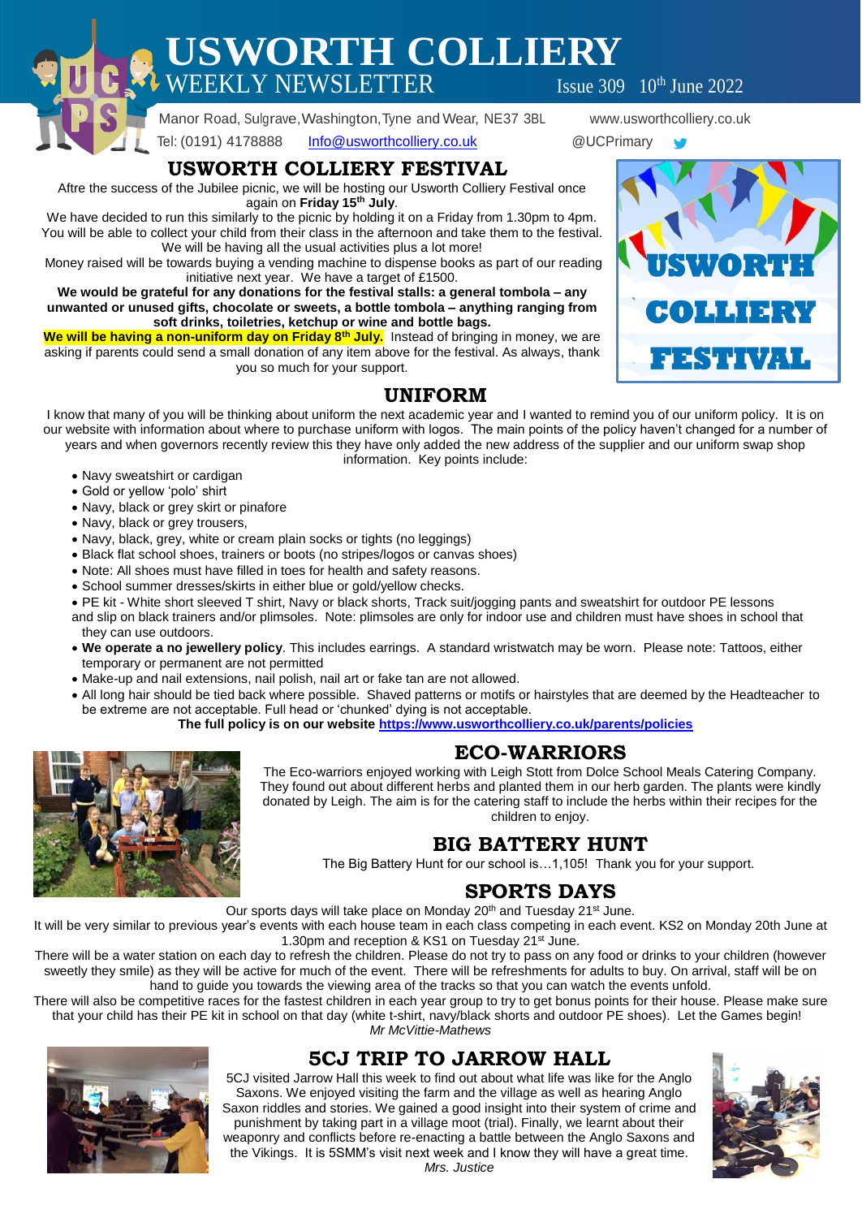# USWORTH COLLIERY

WEEKLY NEWSLETTER Issue 309 10th June 2022

Manor Road, Sulgrave, Washington, Tyne and Wear, NE37 3BL www.usworthcolliery.co.uk

Tel: (0191) 4178888 Info@usworthcolliery.co.uk @UCPrimary

## USWORTH COLLIERY FESTIVAL

Aftre the success of the Jubilee picnic, we will be hosting our Usworth Colliery Festival once again on **Friday 15th July**.

We have decided to run this similarly to the picnic by holding it on a Friday from 1.30pm to 4pm. You will be able to collect your child from their class in the afternoon and take them to the festival. We will be having all the usual activities plus a lot more!

Money raised will be towards buying a vending machine to dispense books as part of our reading initiative next year. We have a target of £1500.

**We would be grateful for any donations for the festival stalls: a general tombola – any unwanted or unused gifts, chocolate or sweets, a bottle tombola – anything ranging from soft drinks, toiletries, ketchup or wine and bottle bags.**

**We will be having a non-uniform day on Friday 8th July.** Instead of bringing in money, we are asking if parents could send a small donation of any item above for the festival. As always, thank you so much for your support.

## UNIFORM

I know that many of you will be thinking about uniform the next academic year and I wanted to remind you of our uniform policy. It is on our website with information about where to purchase uniform with logos. The main points of the policy haven't changed for a number of years and when governors recently review this they have only added the new address of the supplier and our uniform swap shop information. Key points include:

- Navy sweatshirt or cardigan
- Gold or yellow 'polo' shirt
- Navy, black or grey skirt or pinafore
- Navy, black or grey trousers,
- Navy, black, grey, white or cream plain socks or tights (no leggings)
- Black flat school shoes, trainers or boots (no stripes/logos or canvas shoes)
- Note: All shoes must have filled in toes for health and safety reasons.
- School summer dresses/skirts in either blue or gold/yellow checks.
- PE kit - White short sleeved T shirt, Navy or black shorts, Track suit/jogging pants and sweatshirt for outdoor PE lessons and slip on black trainers and/or plimsoles. Note: plimsoles are only for indoor use and children must have shoes in school that they can use outdoors.
- **We operate a no jewellery policy**. This includes earrings. A standard wristwatch may be worn. Please note: Tattoos, either temporary or permanent are not permitted
- Make-up and nail extensions, nail polish, nail art or fake tan are not allowed.
- All long hair should be tied back where possible. Shaved patterns or motifs or hairstyles that are deemed by the Headteacher to be extreme are not acceptable. Full head or 'chunked' dying is not acceptable.

**The full policy is on our website https://www.usworthcolliery.co.uk/parents/policies**

## ECO-WARRIORS

The Eco-warriors enjoyed working with Leigh Stott from Dolce School Meals Catering Company. They found out about different herbs and planted them in our herb garden. The plants were kindly donated by Leigh. The aim is for the catering staff to include the herbs within their recipes for the children to enjoy.

## BIG BATTERY HUNT

The Big Battery Hunt for our school is…1,105! Thank you for your support.

## SPORTS DAYS

Our sports days will take place on Monday 20th and Tuesday 21st June.

It will be very similar to previous year's events with each house team in each class competing in each event. KS2 on Monday 20th June at 1.30pm and reception & KS1 on Tuesday 21st June.

There will be a water station on each day to refresh the children. Please do not try to pass on any food or drinks to your children (however sweetly they smile) as they will be active for much of the event. There will be refreshments for adults to buy. On arrival, staff will be on hand to guide you towards the viewing area of the tracks so that you can watch the events unfold.

There will also be competitive races for the fastest children in each year group to try to get bonus points for their house. Please make sure that your child has their PE kit in school on that day (white t-shirt, navy/black shorts and outdoor PE shoes). Let the Games begin!

*Mr McVittie-Mathews*

## 5CJ TRIP TO JARROW HALL

5CJ visited Jarrow Hall this week to find out about what life was like for the Anglo Saxons. We enjoyed visiting the farm and the village as well as hearing Anglo Saxon riddles and stories. We gained a good insight into their system of crime and punishment by taking part in a village moot (trial). Finally, we learnt about their weaponry and conflicts before re-enacting a battle between the Anglo Saxons and the Vikings. It is 5SMM's visit next week and I know they will have a great time.

*Mrs. Justice*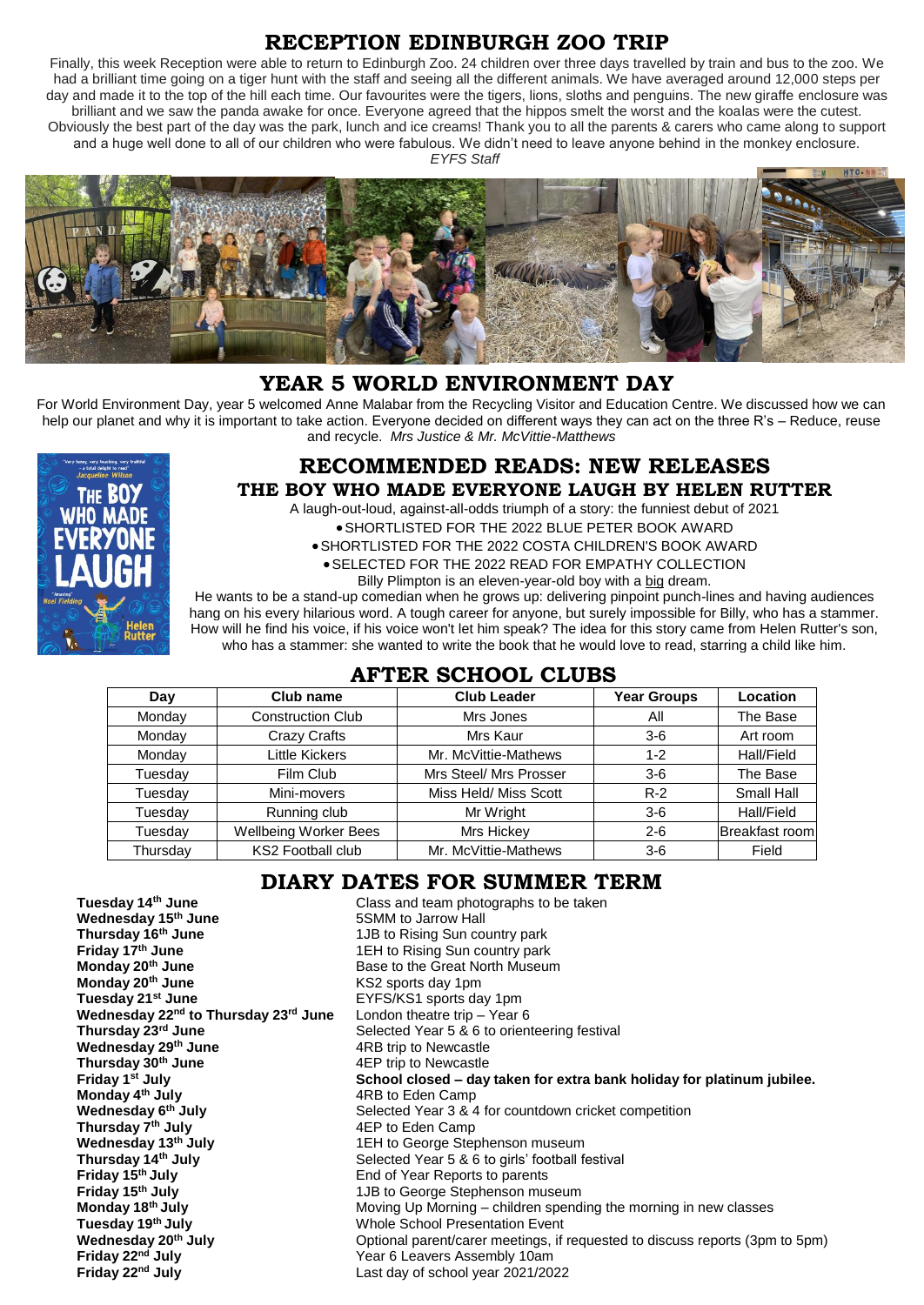## RECEPTION EDINBURGH ZOO TRIP

Finally, this week Reception were able to return to Edinburgh Zoo. 24 children over three days travelled by train and bus to the zoo. We had a brilliant time going on a tiger hunt with the staff and seeing all the different animals. We have averaged around 12,000 steps per day and made it to the top of the hill each time. Our favourites were the tigers, lions, sloths and penguins. The new giraffe enclosure was brilliant and we saw the panda awake for once. Everyone agreed that the hippos smelt the worst and the koalas were the cutest. Obviously the best part of the day was the park, lunch and ice creams! Thank you to all the parents & carers who came along to support and a huge well done to all of our children who were fabulous. We didn't need to leave anyone behind in the monkey enclosure.

*EYFS Staff*

## YEAR 5 WORLD ENVIRONMENT DAY

For World Environment Day, year 5 welcomed Anne Malabar from the Recycling Visitor and Education Centre. We discussed how we can help our planet and why it is important to take action. Everyone decided on different ways they can act on the three R's – Reduce, reuse and recycle. *Mrs Justice & Mr. McVittie-Matthews*

## RECOMMENDED READS: NEW RELEASES

### THE BOY WHO MADE EVERYONE LAUGH BY HELEN RUTTER

A laugh-out-loud, against-all-odds triumph of a story: the funniest debut of 2021

- SHORTLISTED FOR THE 2022 BLUE PETER BOOK AWARD
- SHORTLISTED FOR THE 2022 COSTA CHILDREN'S BOOK AWARD
- SELECTED FOR THE 2022 READ FOR EMPATHY COLLECTION

Billy Plimpton is an eleven-year-old boy with a big dream.

He wants to be a stand-up comedian when he grows up: delivering pinpoint punch-lines and having audiences hang on his every hilarious word. A tough career for anyone, but surely impossible for Billy, who has a stammer. How will he find his voice, if his voice won't let him speak? The idea for this story came from Helen Rutter's son, who has a stammer: she wanted to write the book that he would love to read, starring a child like him.

## AFTER SCHOOL CLUBS

| Day | Club name | Club Leader | Year Groups | Location |
|---|---|---|---|---|
| Monday | Construction Club | Mrs Jones | All | The Base |
| Monday | Crazy Crafts | Mrs Kaur | 3-6 | Art room |
| Monday | Little Kickers | Mr. McVittie-Mathews | 1-2 | Hall/Field |
| Tuesday | Film Club | Mrs Steel/ Mrs Prosser | 3-6 | The Base |
| Tuesday | Mini-movers | Miss Held/ Miss Scott | R-2 | Small Hall |
| Tuesday | Running club | Mr Wright | 3-6 | Hall/Field |
| Tuesday | Wellbeing Worker Bees | Mrs Hickey | 2-6 | Breakfast room |
| Thursday | KS2 Football club | Mr. McVittie-Mathews | 3-6 | Field |

## DIARY DATES FOR SUMMER TERM

| | |
|---|---|
| **Tuesday 14th June** | Class and team photographs to be taken |
| **Wednesday 15th June** | 5SMM to Jarrow Hall |
| **Thursday 16th June** | 1JB to Rising Sun country park |
| **Friday 17th June** | 1EH to Rising Sun country park |
| **Monday 20th June** | Base to the Great North Museum |
| **Monday 20th June** | KS2 sports day 1pm |
| **Tuesday 21st June** | EYFS/KS1 sports day 1pm |
| **Wednesday 22nd to Thursday 23rd June** | London theatre trip – Year 6 |
| **Thursday 23rd June** | Selected Year 5 & 6 to orienteering festival |
| **Wednesday 29th June** | 4RB trip to Newcastle |
| **Thursday 30th June** | 4EP trip to Newcastle |
| **Friday 1st July** | **School closed – day taken for extra bank holiday for platinum jubilee.** |
| **Monday 4th July** | 4RB to Eden Camp |
| **Wednesday 6th July** | Selected Year 3 & 4 for countdown cricket competition |
| **Thursday 7th July** | 4EP to Eden Camp |
| **Wednesday 13th July** | 1EH to George Stephenson museum |
| **Thursday 14th July** | Selected Year 5 & 6 to girls' football festival |
| **Friday 15th July** | End of Year Reports to parents |
| **Friday 15th July** | 1JB to George Stephenson museum |
| **Monday 18th July** | Moving Up Morning – children spending the morning in new classes |
| **Tuesday 19th July** | Whole School Presentation Event |
| **Wednesday 20th July** | Optional parent/carer meetings, if requested to discuss reports (3pm to 5pm) |
| **Friday 22nd July** | Year 6 Leavers Assembly 10am |
| **Friday 22nd July** | Last day of school year 2021/2022 |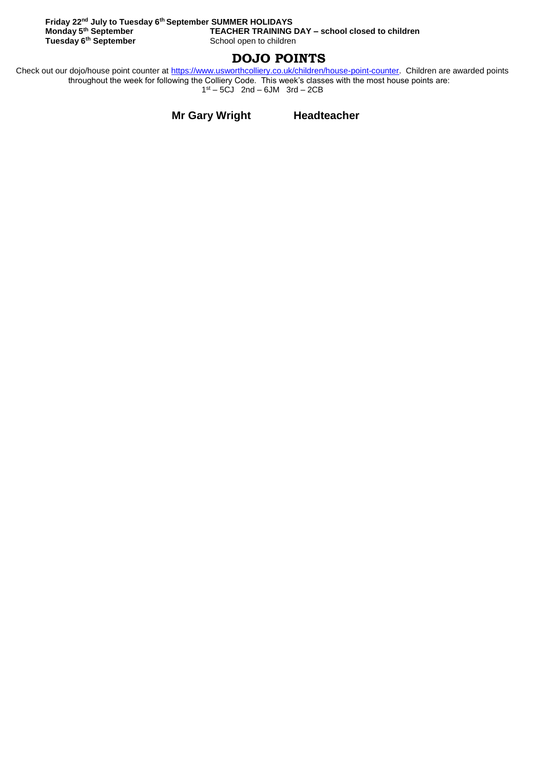**Friday 22nd July to Tuesday 6th September SUMMER HOLIDAYS**

| | |
|---|---|
| **Monday 5th September** | **TEACHER TRAINING DAY – school closed to children** |
| **Tuesday 6th September** | School open to children |

## DOJO POINTS

Check out our dojo/house point counter at [https://www.usworthcolliery.co.uk/children/house-point-counter](https://www.usworthcolliery.co.uk/children/house-point-counter). Children are awarded points throughout the week for following the Colliery Code. This week's classes with the most house points are:

1st – 5CJ 2nd – 6JM 3rd – 2CB

**Mr Gary Wright Headteacher**